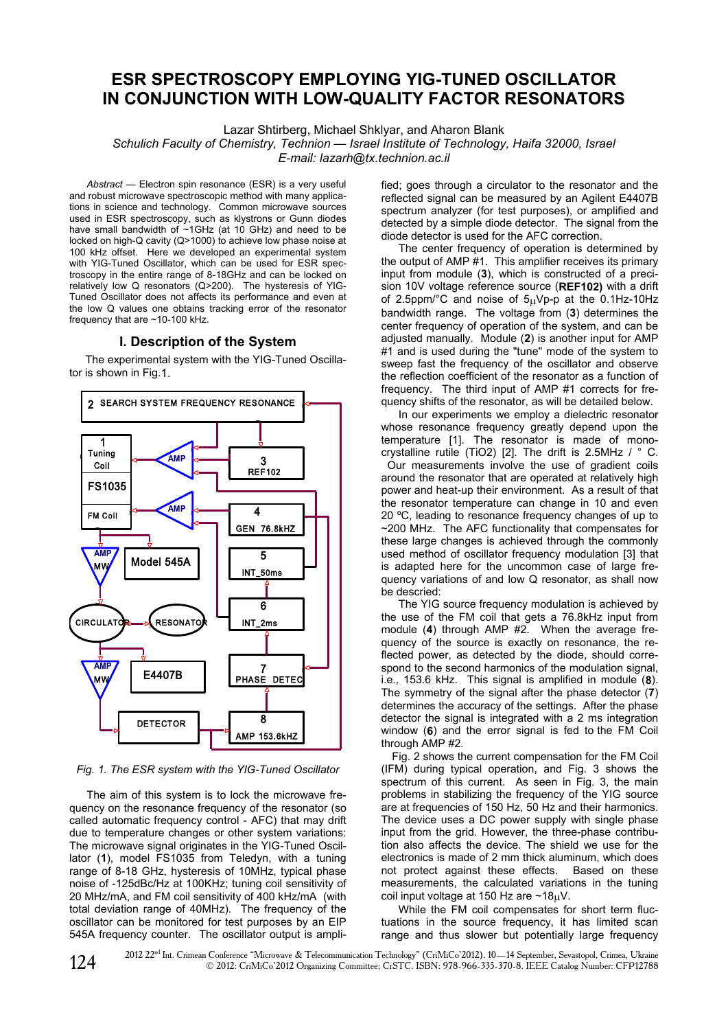# ESR SPECTROSCOPY EMPLOYING YIG-TUNED OSCILLATOR IN CONJUNCTION WITH LOW-QUALITY FACTOR RESONATORS

Lazar Shtirberg, Michael Shklyar, and Aharon Blank

*Schulich Faculty of Chemistry, Technion — Israel Institute of Technology, Haifa 32000, Israel*

*E-mail: lazarh@tx.technion.ac.il*

*Abstract* — Electron spin resonance (ESR) is a very useful and robust microwave spectroscopic method with many applications in science and technology. Common microwave sources used in ESR spectroscopy, such as klystrons or Gunn diodes have small bandwidth of ~1GHz (at 10 GHz) and need to be locked on high-Q cavity (Q>1000) to achieve low phase noise at 100 kHz offset. Here we developed an experimental system with YIG-Tuned Oscillator, which can be used for ESR spectroscopy in the entire range of 8-18GHz and can be locked on relatively low Q resonators (Q>200). The hysteresis of YIG-Tuned Oscillator does not affects its performance and even at the low Q values one obtains tracking error of the resonator frequency that are ~10-100 kHz.

## I. Description of the System

The experimental system with the YIG-Tuned Oscillator is shown in Fig.1.

*Fig. 1. The ESR system with the YIG-Tuned Oscillator*

The aim of this system is to lock the microwave frequency on the resonance frequency of the resonator (so called automatic frequency control - AFC) that may drift due to temperature changes or other system variations: The microwave signal originates in the YIG-Tuned Oscillator (**1**), model FS1035 from Teledyn, with a tuning range of 8-18 GHz, hysteresis of 10MHz, typical phase noise of -125dBc/Hz at 100KHz; tuning coil sensitivity of 20 MHz/mA, and FM coil sensitivity of 400 kHz/mA (with total deviation range of 40MHz). The frequency of the oscillator can be monitored for test purposes by an EIP 545A frequency counter. The oscillator output is amplified; goes through a circulator to the resonator and the reflected signal can be measured by an Agilent E4407B spectrum analyzer (for test purposes), or amplified and detected by a simple diode detector. The signal from the diode detector is used for the AFC correction.

The center frequency of operation is determined by the output of AMP #1. This amplifier receives its primary input from module (**3**), which is constructed of a precision 10V voltage reference source (**REF102**) with a drift of 2.5ppm/°C and noise of 5$\mu$Vp-p at the 0.1Hz-10Hz bandwidth range. The voltage from (**3**) determines the center frequency of operation of the system, and can be adjusted manually. Module (**2**) is another input for AMP #1 and is used during the "tune" mode of the system to sweep fast the frequency of the oscillator and observe the reflection coefficient of the resonator as a function of frequency. The third input of AMP #1 corrects for frequency shifts of the resonator, as will be detailed below.

In our experiments we employ a dielectric resonator whose resonance frequency greatly depend upon the temperature [1]. The resonator is made of monocrystalline rutile (TiO2) [2]. The drift is 2.5MHz / ° C. Our measurements involve the use of gradient coils around the resonator that are operated at relatively high power and heat-up their environment. As a result of that the resonator temperature can change in 10 and even 20 ºC, leading to resonance frequency changes of up to ~200 MHz. The AFC functionality that compensates for these large changes is achieved through the commonly used method of oscillator frequency modulation [3] that is adapted here for the uncommon case of large frequency variations of and low Q resonator, as shall now be descried:

The YIG source frequency modulation is achieved by the use of the FM coil that gets a 76.8kHz input from module (**4**) through AMP #2. When the average frequency of the source is exactly on resonance, the reflected power, as detected by the diode, should correspond to the second harmonics of the modulation signal, i.e., 153.6 kHz. This signal is amplified in module (**8**). The symmetry of the signal after the phase detector (**7**) determines the accuracy of the settings. After the phase detector the signal is integrated with a 2 ms integration window (**6**) and the error signal is fed to the FM Coil through AMP #2.

Fig. 2 shows the current compensation for the FM Coil (IFM) during typical operation, and Fig. 3 shows the spectrum of this current. As seen in Fig. 3, the main problems in stabilizing the frequency of the YIG source are at frequencies of 150 Hz, 50 Hz and their harmonics. The device uses a DC power supply with single phase input from the grid. However, the three-phase contribution also affects the device. The shield we use for the electronics is made of 2 mm thick aluminum, which does not protect against these effects. Based on these measurements, the calculated variations in the tuning coil input voltage at 150 Hz are ~18$\mu$V.

While the FM coil compensates for short term fluctuations in the source frequency, it has limited scan range and thus slower but potentially large frequency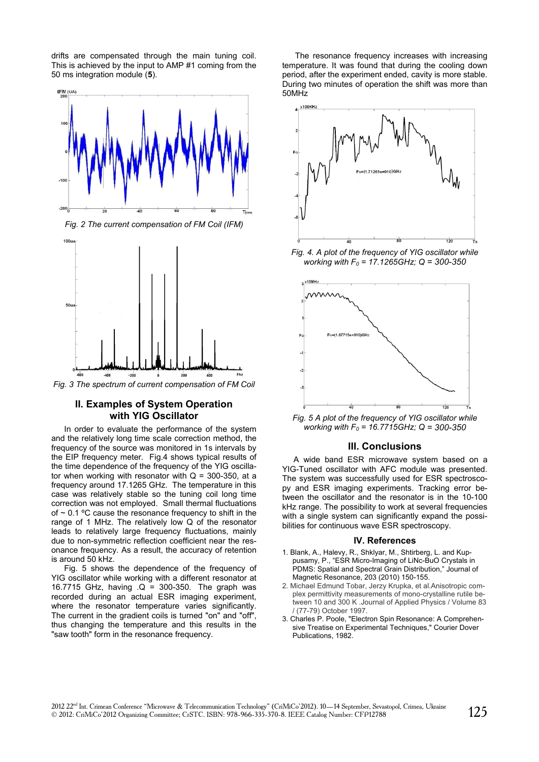drifts are compensated through the main tuning coil. This is achieved by the input to AMP #1 coming from the 50 ms integration module (**5**).

IFM (UA)
200
100
0
-100
-200
0 20 40 60 80 T(ms

*Fig. 2 The current compensation of FM Coil (IFM)*

100ua
50ua
0
-600 -400 -200 0 200 400 Fhz

*Fig. 3 The spectrum of current compensation of FM Coil*

## II. Examples of System Operation with YIG Oscillator

In order to evaluate the performance of the system and the relatively long time scale correction method, the frequency of the source was monitored in 1s intervals by the EIP frequency meter. Fig.4 shows typical results of the time dependence of the frequency of the YIG oscillator when working with resonator with Q = 300-350, at a frequency around 17.1265 GHz. The temperature in this case was relatively stable so the tuning coil long time correction was not employed. Small thermal fluctuations of ~ 0.1 ºC cause the resonance frequency to shift in the range of 1 MHz. The relatively low Q of the resonator leads to relatively large frequency fluctuations, mainly due to non-symmetric reflection coefficient near the resonance frequency. As a result, the accuracy of retention is around 50 kHz.

Fig. 5 shows the dependence of the frequency of YIG oscillator while working with a different resonator at 16.7715 GHz, having .Q = 300-350. The graph was recorded during an actual ESR imaging experiment, where the resonator temperature varies significantly. The current in the gradient coils is turned "on" and "off", thus changing the temperature and this results in the "saw tooth" form in the resonance frequency.

The resonance frequency increases with increasing temperature. It was found that during the cooling down period, after the experiment ended, cavity is more stable. During two minutes of operation the shift was more than 50MHz

4 x100KHz
2
Fo
-2
-4
-6
Fo=(1.71265e+010)GHz
0 40 80 120 Ts

*Fig. 4. A plot of the frequency of YIG oscillator while working with $F_0$ = 17.1265GHz; Q = 300-350*

3 x10MHz
2
1
Fo
-1
-2
-3
Fo=(1.67715e+010)GHz
0 40 80 120 Ts

*Fig. 5 A plot of the frequency of YIG oscillator while working with $F_0$ = 16.7715GHz; Q = 300-350*

## III. Conclusions

A wide band ESR microwave system based on a YIG-Tuned oscillator with AFC module was presented. The system was successfully used for ESR spectroscopy and ESR imaging experiments. Tracking error between the oscillator and the resonator is in the 10-100 kHz range. The possibility to work at several frequencies with a single system can significantly expand the possibilities for continuous wave ESR spectroscopy.

## IV. References

1. Blank, A., Halevy, R., Shklyar, M., Shtirberg, L. and Kuppusamy, P., "ESR Micro-Imaging of LiNc-BuO Crystals in PDMS: Spatial and Spectral Grain Distribution," Journal of Magnetic Resonance, 203 (2010) 150-155.
2. Michael Edmund Tobar, Jerzy Krupka, et al.Anisotropic complex permittivity measurements of mono-crystalline rutile between 10 and 300 K .Journal of Applied Physics / Volume 83 / (77-79) October 1997.
3. Charles P. Poole, "Electron Spin Resonance: A Comprehensive Treatise on Experimental Techniques," Courier Dover Publications, 1982.